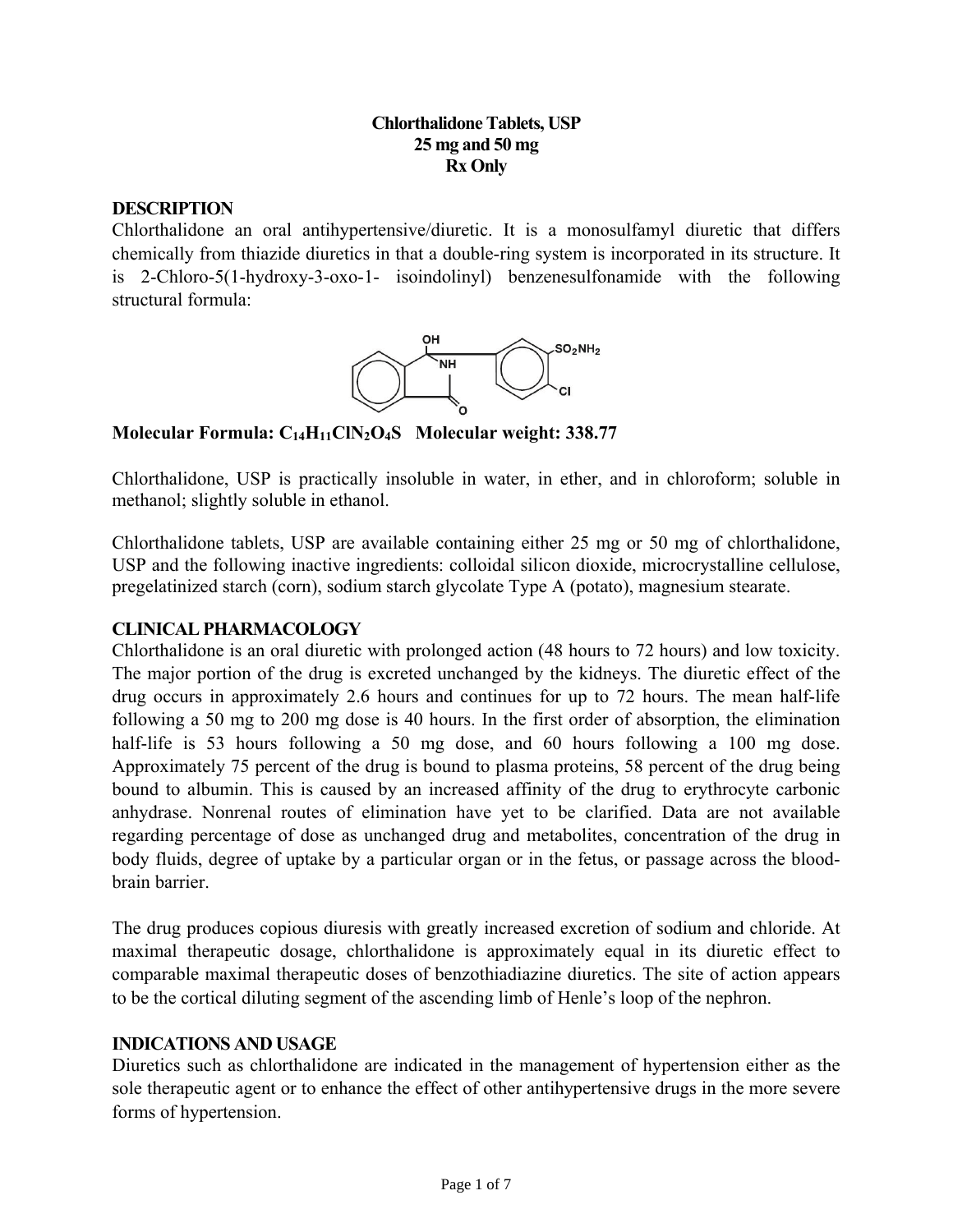**Chlorthalidone Tablets, USP**
**25 mg and 50 mg**
**Rx Only**

## DESCRIPTION

Chlorthalidone an oral antihypertensive/diuretic. It is a monosulfamyl diuretic that differs chemically from thiazide diuretics in that a double-ring system is incorporated in its structure. It is 2-Chloro-5(1-hydroxy-3-oxo-1- isoindolinyl) benzenesulfonamide with the following structural formula:

**Molecular Formula: $C_{14}H_{11}ClN_2O_4S$   Molecular weight: 338.77**

Chlorthalidone, USP is practically insoluble in water, in ether, and in chloroform; soluble in methanol; slightly soluble in ethanol.

Chlorthalidone tablets, USP are available containing either 25 mg or 50 mg of chlorthalidone, USP and the following inactive ingredients: colloidal silicon dioxide, microcrystalline cellulose, pregelatinized starch (corn), sodium starch glycolate Type A (potato), magnesium stearate.

## CLINICAL PHARMACOLOGY

Chlorthalidone is an oral diuretic with prolonged action (48 hours to 72 hours) and low toxicity. The major portion of the drug is excreted unchanged by the kidneys. The diuretic effect of the drug occurs in approximately 2.6 hours and continues for up to 72 hours. The mean half-life following a 50 mg to 200 mg dose is 40 hours. In the first order of absorption, the elimination half-life is 53 hours following a 50 mg dose, and 60 hours following a 100 mg dose. Approximately 75 percent of the drug is bound to plasma proteins, 58 percent of the drug being bound to albumin. This is caused by an increased affinity of the drug to erythrocyte carbonic anhydrase. Nonrenal routes of elimination have yet to be clarified. Data are not available regarding percentage of dose as unchanged drug and metabolites, concentration of the drug in body fluids, degree of uptake by a particular organ or in the fetus, or passage across the blood-brain barrier.

The drug produces copious diuresis with greatly increased excretion of sodium and chloride. At maximal therapeutic dosage, chlorthalidone is approximately equal in its diuretic effect to comparable maximal therapeutic doses of benzothiadiazine diuretics. The site of action appears to be the cortical diluting segment of the ascending limb of Henle's loop of the nephron.

## INDICATIONS AND USAGE

Diuretics such as chlorthalidone are indicated in the management of hypertension either as the sole therapeutic agent or to enhance the effect of other antihypertensive drugs in the more severe forms of hypertension.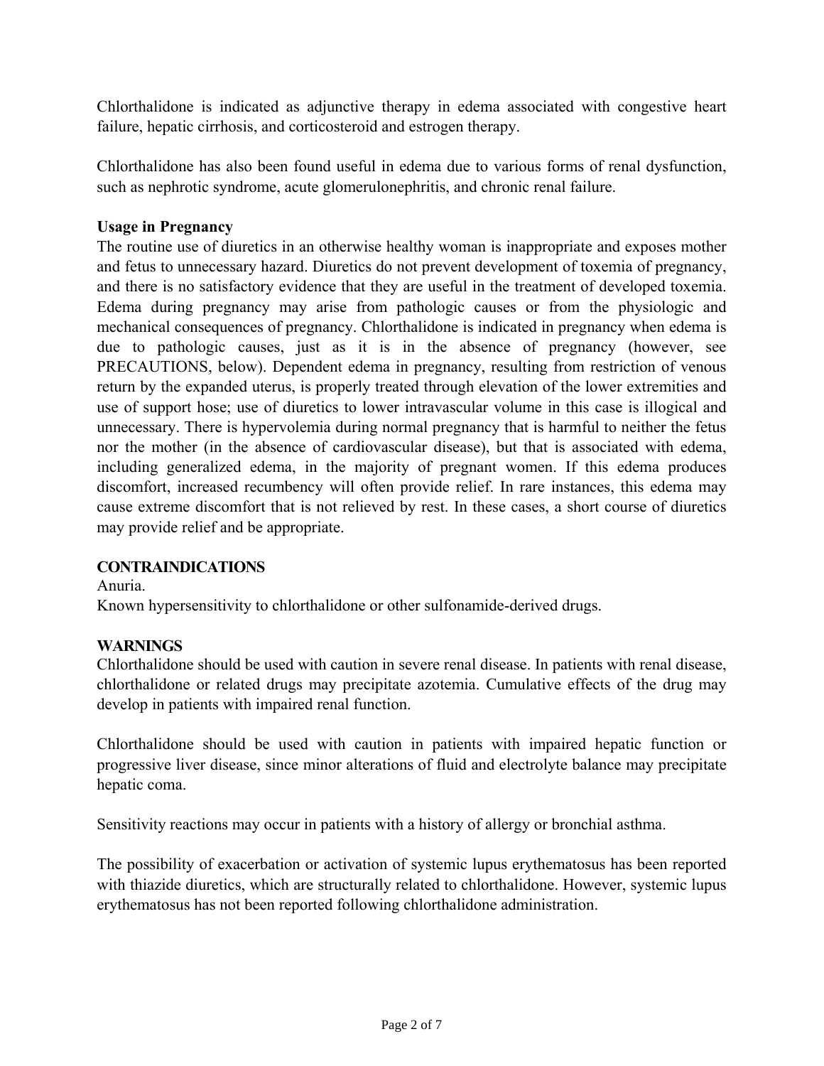Chlorthalidone is indicated as adjunctive therapy in edema associated with congestive heart failure, hepatic cirrhosis, and corticosteroid and estrogen therapy.

Chlorthalidone has also been found useful in edema due to various forms of renal dysfunction, such as nephrotic syndrome, acute glomerulonephritis, and chronic renal failure.

**Usage in Pregnancy**

The routine use of diuretics in an otherwise healthy woman is inappropriate and exposes mother and fetus to unnecessary hazard. Diuretics do not prevent development of toxemia of pregnancy, and there is no satisfactory evidence that they are useful in the treatment of developed toxemia. Edema during pregnancy may arise from pathologic causes or from the physiologic and mechanical consequences of pregnancy. Chlorthalidone is indicated in pregnancy when edema is due to pathologic causes, just as it is in the absence of pregnancy (however, see PRECAUTIONS, below). Dependent edema in pregnancy, resulting from restriction of venous return by the expanded uterus, is properly treated through elevation of the lower extremities and use of support hose; use of diuretics to lower intravascular volume in this case is illogical and unnecessary. There is hypervolemia during normal pregnancy that is harmful to neither the fetus nor the mother (in the absence of cardiovascular disease), but that is associated with edema, including generalized edema, in the majority of pregnant women. If this edema produces discomfort, increased recumbency will often provide relief. In rare instances, this edema may cause extreme discomfort that is not relieved by rest. In these cases, a short course of diuretics may provide relief and be appropriate.

## CONTRAINDICATIONS

Anuria.

Known hypersensitivity to chlorthalidone or other sulfonamide-derived drugs.

## WARNINGS

Chlorthalidone should be used with caution in severe renal disease. In patients with renal disease, chlorthalidone or related drugs may precipitate azotemia. Cumulative effects of the drug may develop in patients with impaired renal function.

Chlorthalidone should be used with caution in patients with impaired hepatic function or progressive liver disease, since minor alterations of fluid and electrolyte balance may precipitate hepatic coma.

Sensitivity reactions may occur in patients with a history of allergy or bronchial asthma.

The possibility of exacerbation or activation of systemic lupus erythematosus has been reported with thiazide diuretics, which are structurally related to chlorthalidone. However, systemic lupus erythematosus has not been reported following chlorthalidone administration.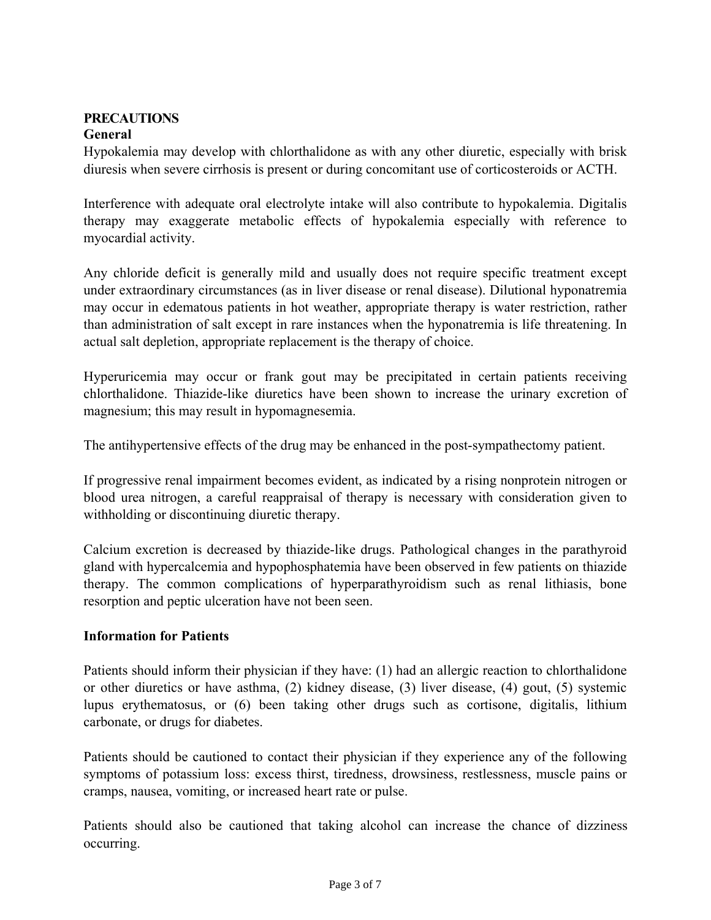## PRECAUTIONS

### General

Hypokalemia may develop with chlorthalidone as with any other diuretic, especially with brisk diuresis when severe cirrhosis is present or during concomitant use of corticosteroids or ACTH.

Interference with adequate oral electrolyte intake will also contribute to hypokalemia. Digitalis therapy may exaggerate metabolic effects of hypokalemia especially with reference to myocardial activity.

Any chloride deficit is generally mild and usually does not require specific treatment except under extraordinary circumstances (as in liver disease or renal disease). Dilutional hyponatremia may occur in edematous patients in hot weather, appropriate therapy is water restriction, rather than administration of salt except in rare instances when the hyponatremia is life threatening. In actual salt depletion, appropriate replacement is the therapy of choice.

Hyperuricemia may occur or frank gout may be precipitated in certain patients receiving chlorthalidone. Thiazide-like diuretics have been shown to increase the urinary excretion of magnesium; this may result in hypomagnesemia.

The antihypertensive effects of the drug may be enhanced in the post-sympathectomy patient.

If progressive renal impairment becomes evident, as indicated by a rising nonprotein nitrogen or blood urea nitrogen, a careful reappraisal of therapy is necessary with consideration given to withholding or discontinuing diuretic therapy.

Calcium excretion is decreased by thiazide-like drugs. Pathological changes in the parathyroid gland with hypercalcemia and hypophosphatemia have been observed in few patients on thiazide therapy. The common complications of hyperparathyroidism such as renal lithiasis, bone resorption and peptic ulceration have not been seen.

### Information for Patients

Patients should inform their physician if they have: (1) had an allergic reaction to chlorthalidone or other diuretics or have asthma, (2) kidney disease, (3) liver disease, (4) gout, (5) systemic lupus erythematosus, or (6) been taking other drugs such as cortisone, digitalis, lithium carbonate, or drugs for diabetes.

Patients should be cautioned to contact their physician if they experience any of the following symptoms of potassium loss: excess thirst, tiredness, drowsiness, restlessness, muscle pains or cramps, nausea, vomiting, or increased heart rate or pulse.

Patients should also be cautioned that taking alcohol can increase the chance of dizziness occurring.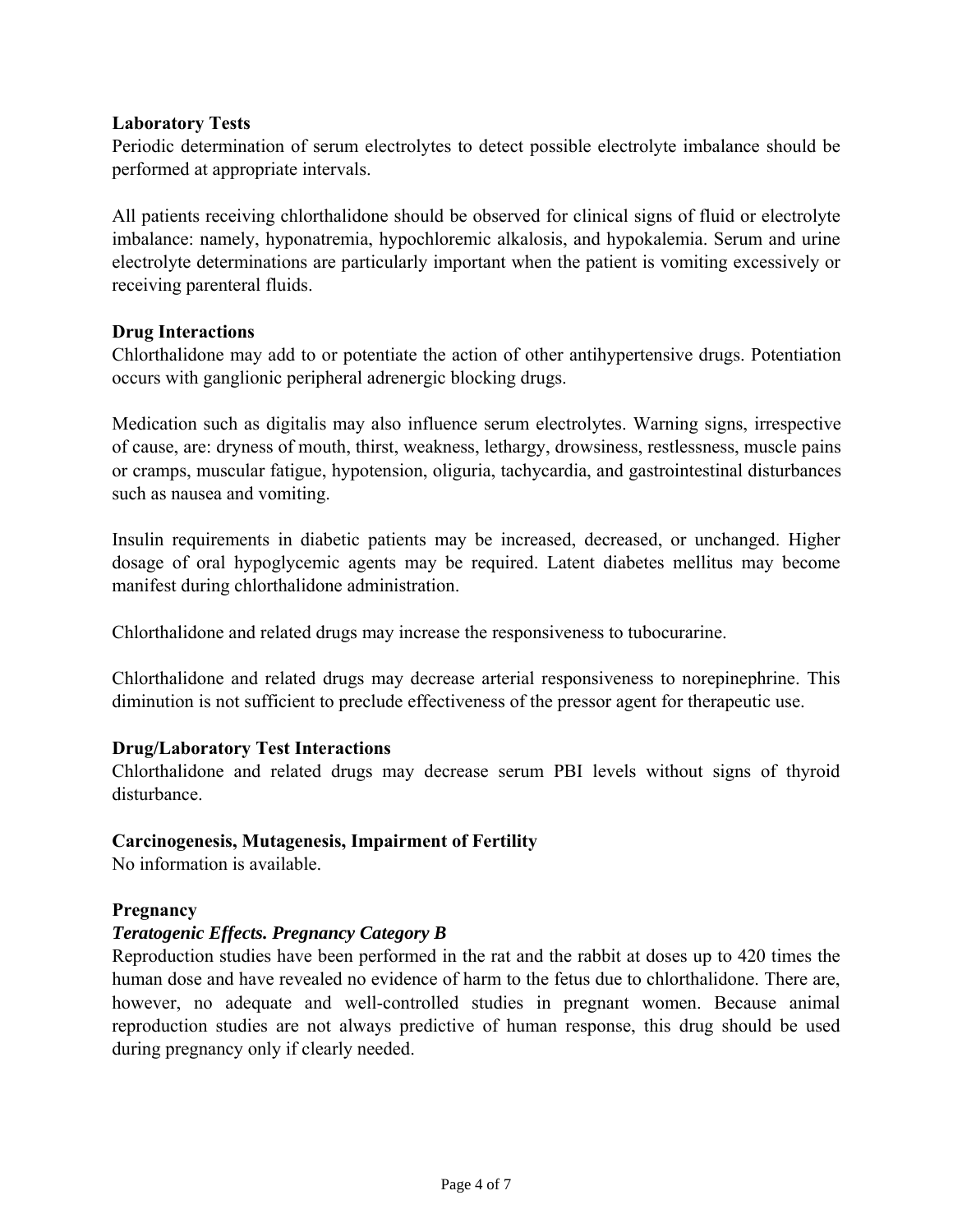**Laboratory Tests**

Periodic determination of serum electrolytes to detect possible electrolyte imbalance should be performed at appropriate intervals.

All patients receiving chlorthalidone should be observed for clinical signs of fluid or electrolyte imbalance: namely, hyponatremia, hypochloremic alkalosis, and hypokalemia. Serum and urine electrolyte determinations are particularly important when the patient is vomiting excessively or receiving parenteral fluids.

**Drug Interactions**

Chlorthalidone may add to or potentiate the action of other antihypertensive drugs. Potentiation occurs with ganglionic peripheral adrenergic blocking drugs.

Medication such as digitalis may also influence serum electrolytes. Warning signs, irrespective of cause, are: dryness of mouth, thirst, weakness, lethargy, drowsiness, restlessness, muscle pains or cramps, muscular fatigue, hypotension, oliguria, tachycardia, and gastrointestinal disturbances such as nausea and vomiting.

Insulin requirements in diabetic patients may be increased, decreased, or unchanged. Higher dosage of oral hypoglycemic agents may be required. Latent diabetes mellitus may become manifest during chlorthalidone administration.

Chlorthalidone and related drugs may increase the responsiveness to tubocurarine.

Chlorthalidone and related drugs may decrease arterial responsiveness to norepinephrine. This diminution is not sufficient to preclude effectiveness of the pressor agent for therapeutic use.

**Drug/Laboratory Test Interactions**

Chlorthalidone and related drugs may decrease serum PBI levels without signs of thyroid disturbance.

**Carcinogenesis, Mutagenesis, Impairment of Fertility**

No information is available.

**Pregnancy**

***Teratogenic Effects. Pregnancy Category B***

Reproduction studies have been performed in the rat and the rabbit at doses up to 420 times the human dose and have revealed no evidence of harm to the fetus due to chlorthalidone. There are, however, no adequate and well-controlled studies in pregnant women. Because animal reproduction studies are not always predictive of human response, this drug should be used during pregnancy only if clearly needed.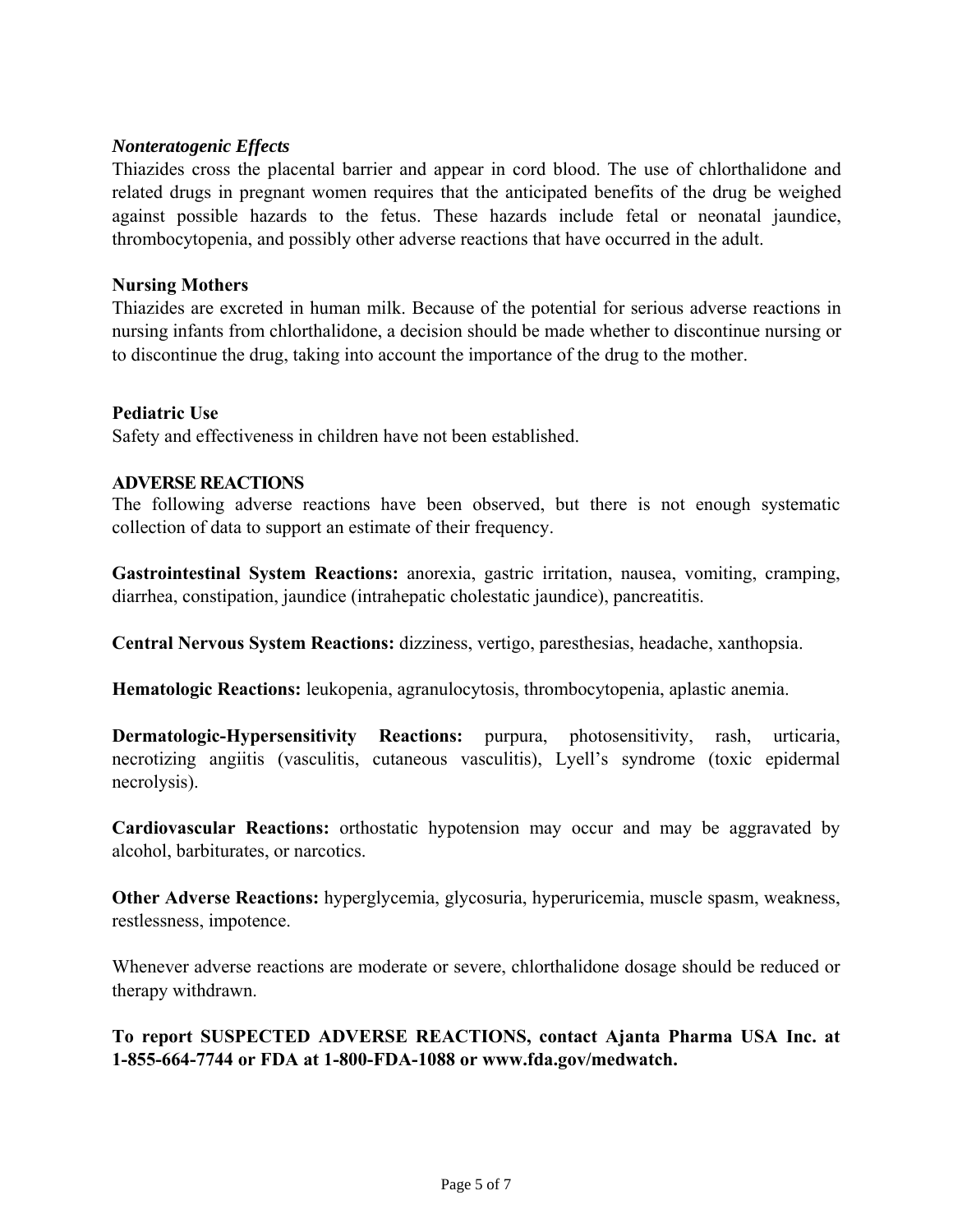***Nonteratogenic Effects***

Thiazides cross the placental barrier and appear in cord blood. The use of chlorthalidone and related drugs in pregnant women requires that the anticipated benefits of the drug be weighed against possible hazards to the fetus. These hazards include fetal or neonatal jaundice, thrombocytopenia, and possibly other adverse reactions that have occurred in the adult.

**Nursing Mothers**

Thiazides are excreted in human milk. Because of the potential for serious adverse reactions in nursing infants from chlorthalidone, a decision should be made whether to discontinue nursing or to discontinue the drug, taking into account the importance of the drug to the mother.

**Pediatric Use**

Safety and effectiveness in children have not been established.

**ADVERSE REACTIONS**

The following adverse reactions have been observed, but there is not enough systematic collection of data to support an estimate of their frequency.

**Gastrointestinal System Reactions:** anorexia, gastric irritation, nausea, vomiting, cramping, diarrhea, constipation, jaundice (intrahepatic cholestatic jaundice), pancreatitis.

**Central Nervous System Reactions:** dizziness, vertigo, paresthesias, headache, xanthopsia.

**Hematologic Reactions:** leukopenia, agranulocytosis, thrombocytopenia, aplastic anemia.

**Dermatologic-Hypersensitivity Reactions:** purpura, photosensitivity, rash, urticaria, necrotizing angiitis (vasculitis, cutaneous vasculitis), Lyell's syndrome (toxic epidermal necrolysis).

**Cardiovascular Reactions:** orthostatic hypotension may occur and may be aggravated by alcohol, barbiturates, or narcotics.

**Other Adverse Reactions:** hyperglycemia, glycosuria, hyperuricemia, muscle spasm, weakness, restlessness, impotence.

Whenever adverse reactions are moderate or severe, chlorthalidone dosage should be reduced or therapy withdrawn.

**To report SUSPECTED ADVERSE REACTIONS, contact Ajanta Pharma USA Inc. at 1-855-664-7744 or FDA at 1-800-FDA-1088 or www.fda.gov/medwatch.**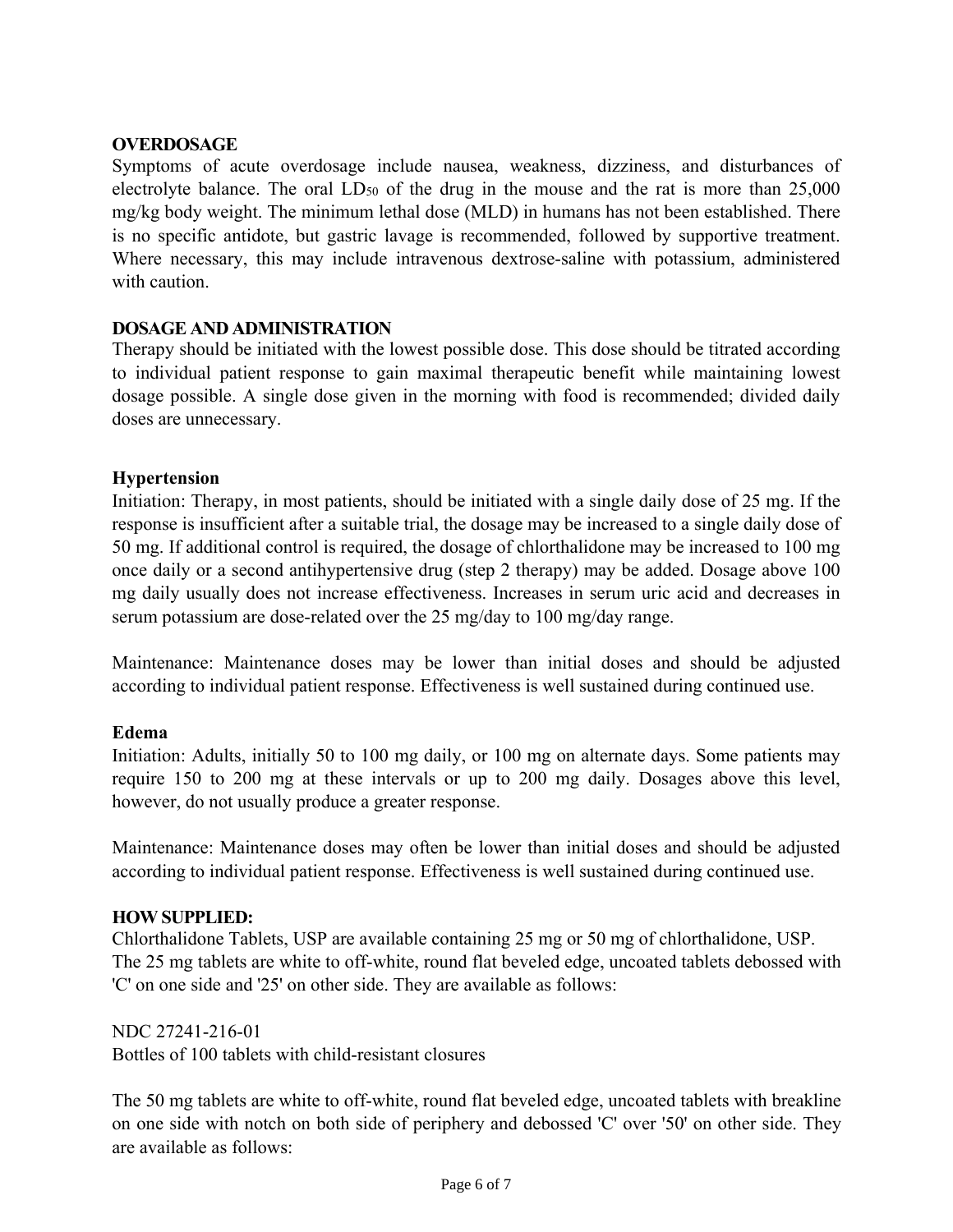## OVERDOSAGE

Symptoms of acute overdosage include nausea, weakness, dizziness, and disturbances of electrolyte balance. The oral $LD_{50}$ of the drug in the mouse and the rat is more than 25,000 mg/kg body weight. The minimum lethal dose (MLD) in humans has not been established. There is no specific antidote, but gastric lavage is recommended, followed by supportive treatment. Where necessary, this may include intravenous dextrose-saline with potassium, administered with caution.

## DOSAGE AND ADMINISTRATION

Therapy should be initiated with the lowest possible dose. This dose should be titrated according to individual patient response to gain maximal therapeutic benefit while maintaining lowest dosage possible. A single dose given in the morning with food is recommended; divided daily doses are unnecessary.

### Hypertension

Initiation: Therapy, in most patients, should be initiated with a single daily dose of 25 mg. If the response is insufficient after a suitable trial, the dosage may be increased to a single daily dose of 50 mg. If additional control is required, the dosage of chlorthalidone may be increased to 100 mg once daily or a second antihypertensive drug (step 2 therapy) may be added. Dosage above 100 mg daily usually does not increase effectiveness. Increases in serum uric acid and decreases in serum potassium are dose-related over the 25 mg/day to 100 mg/day range.

Maintenance: Maintenance doses may be lower than initial doses and should be adjusted according to individual patient response. Effectiveness is well sustained during continued use.

### Edema

Initiation: Adults, initially 50 to 100 mg daily, or 100 mg on alternate days. Some patients may require 150 to 200 mg at these intervals or up to 200 mg daily. Dosages above this level, however, do not usually produce a greater response.

Maintenance: Maintenance doses may often be lower than initial doses and should be adjusted according to individual patient response. Effectiveness is well sustained during continued use.

## HOW SUPPLIED:

Chlorthalidone Tablets, USP are available containing 25 mg or 50 mg of chlorthalidone, USP.
The 25 mg tablets are white to off-white, round flat beveled edge, uncoated tablets debossed with 'C' on one side and '25' on other side. They are available as follows:

NDC 27241-216-01
Bottles of 100 tablets with child-resistant closures

The 50 mg tablets are white to off-white, round flat beveled edge, uncoated tablets with breakline on one side with notch on both side of periphery and debossed 'C' over '50' on other side. They are available as follows: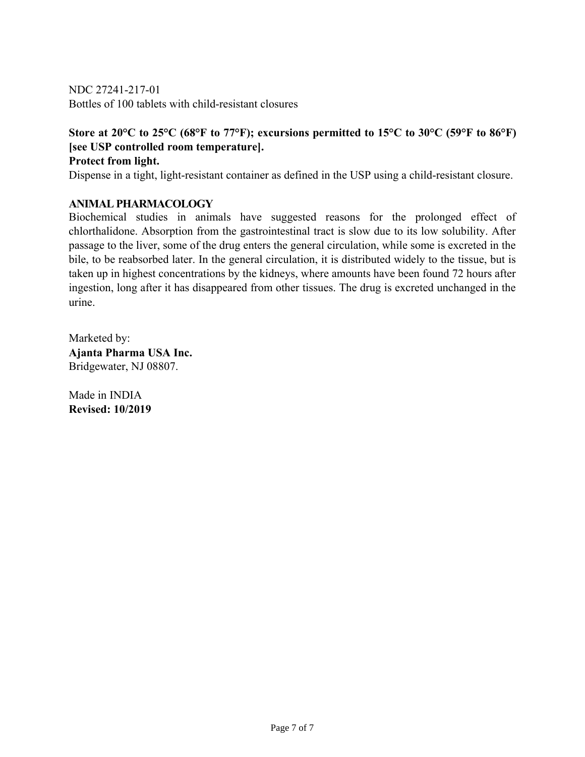NDC 27241-217-01
Bottles of 100 tablets with child-resistant closures

**Store at 20°C to 25°C (68°F to 77°F); excursions permitted to 15°C to 30°C (59°F to 86°F) [see USP controlled room temperature].**
**Protect from light.**
Dispense in a tight, light-resistant container as defined in the USP using a child-resistant closure.

## ANIMAL PHARMACOLOGY

Biochemical studies in animals have suggested reasons for the prolonged effect of chlorthalidone. Absorption from the gastrointestinal tract is slow due to its low solubility. After passage to the liver, some of the drug enters the general circulation, while some is excreted in the bile, to be reabsorbed later. In the general circulation, it is distributed widely to the tissue, but is taken up in highest concentrations by the kidneys, where amounts have been found 72 hours after ingestion, long after it has disappeared from other tissues. The drug is excreted unchanged in the urine.

Marketed by:
**Ajanta Pharma USA Inc.**
Bridgewater, NJ 08807.

Made in INDIA
**Revised: 10/2019**